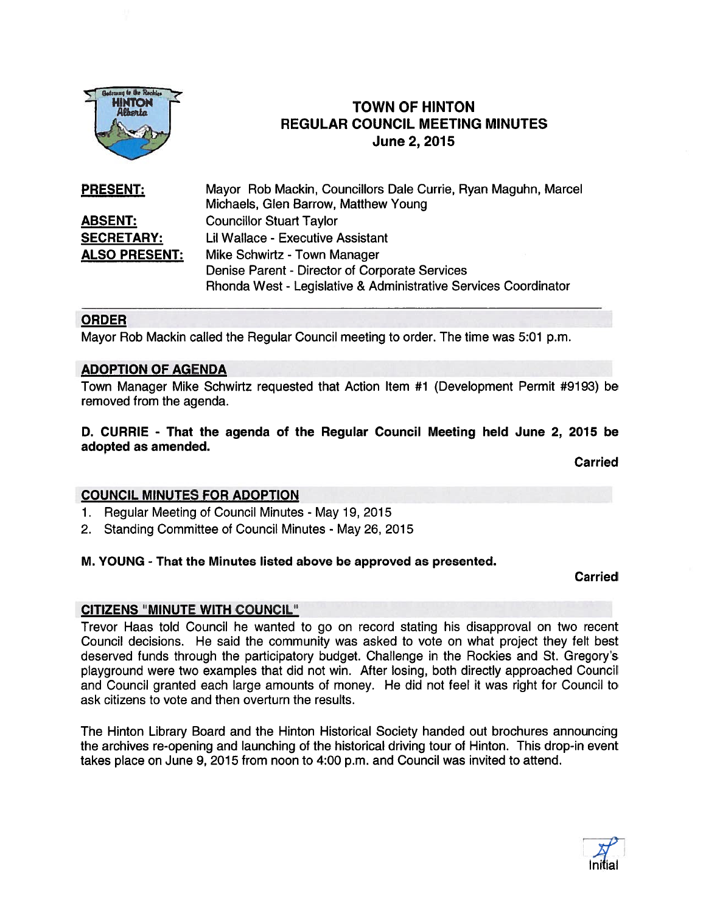# TOWN OF HINTON
## REGULAR COUNCIL MEETING MINUTES
### June 2, 2015

**PRESENT:** Mayor Rob Mackin, Councillors Dale Currie, Ryan Maguhn, Marcel Michaels, Glen Barrow, Matthew Young

**ABSENT:** Councillor Stuart Taylor

**SECRETARY:** Lil Wallace - Executive Assistant

**ALSO PRESENT:** Mike Schwirtz - Town Manager
Denise Parent - Director of Corporate Services
Rhonda West - Legislative & Administrative Services Coordinator

## ORDER

Mayor Rob Mackin called the Regular Council meeting to order. The time was 5:01 p.m.

## ADOPTION OF AGENDA

Town Manager Mike Schwirtz requested that Action Item #1 (Development Permit #9193) be removed from the agenda.

**D. CURRIE - That the agenda of the Regular Council Meeting held June 2, 2015 be adopted as amended.**

**Carried**

## COUNCIL MINUTES FOR ADOPTION

1. Regular Meeting of Council Minutes - May 19, 2015
2. Standing Committee of Council Minutes - May 26, 2015

**M. YOUNG - That the Minutes listed above be approved as presented.**

**Carried**

## CITIZENS "MINUTE WITH COUNCIL"

Trevor Haas told Council he wanted to go on record stating his disapproval on two recent Council decisions. He said the community was asked to vote on what project they felt best deserved funds through the participatory budget. Challenge in the Rockies and St. Gregory's playground were two examples that did not win. After losing, both directly approached Council and Council granted each large amounts of money. He did not feel it was right for Council to ask citizens to vote and then overturn the results.

The Hinton Library Board and the Hinton Historical Society handed out brochures announcing the archives re-opening and launching of the historical driving tour of Hinton. This drop-in event takes place on June 9, 2015 from noon to 4:00 p.m. and Council was invited to attend.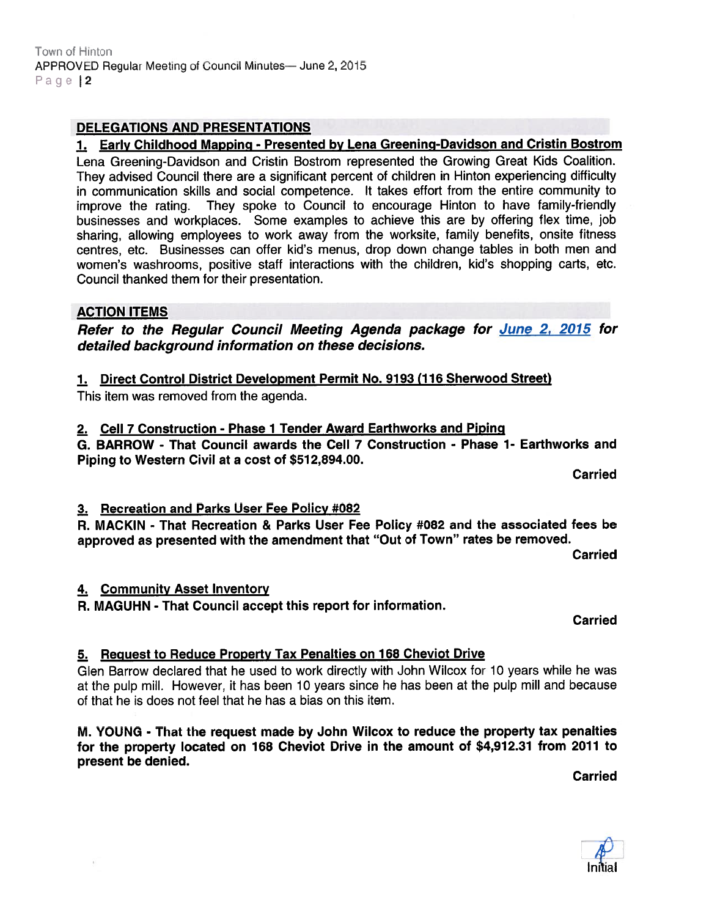## DELEGATIONS AND PRESENTATIONS

### 1. Early Childhood Mapping - Presented by Lena Greening-Davidson and Cristin Bostrom

Lena Greening-Davidson and Cristin Bostrom represented the Growing Great Kids Coalition. They advised Council there are a significant percent of children in Hinton experiencing difficulty in communication skills and social competence. It takes effort from the entire community to improve the rating. They spoke to Council to encourage Hinton to have family-friendly businesses and workplaces. Some examples to achieve this are by offering flex time, job sharing, allowing employees to work away from the worksite, family benefits, onsite fitness centres, etc. Businesses can offer kid's menus, drop down change tables in both men and women's washrooms, positive staff interactions with the children, kid's shopping carts, etc. Council thanked them for their presentation.

## ACTION ITEMS

***Refer to the Regular Council Meeting Agenda package for June 2, 2015 for detailed background information on these decisions.***

### 1. Direct Control District Development Permit No. 9193 (116 Sherwood Street)

This item was removed from the agenda.

### 2. Cell 7 Construction - Phase 1 Tender Award Earthworks and Piping

**G. BARROW - That Council awards the Cell 7 Construction - Phase 1- Earthworks and Piping to Western Civil at a cost of $512,894.00.**

**Carried**

### 3. Recreation and Parks User Fee Policy #082

**R. MACKIN - That Recreation & Parks User Fee Policy #082 and the associated fees be approved as presented with the amendment that "Out of Town" rates be removed.**

**Carried**

### 4. Community Asset Inventory

**R. MAGUHN - That Council accept this report for information.**

**Carried**

### 5. Request to Reduce Property Tax Penalties on 168 Cheviot Drive

Glen Barrow declared that he used to work directly with John Wilcox for 10 years while he was at the pulp mill. However, it has been 10 years since he has been at the pulp mill and because of that he is does not feel that he has a bias on this item.

**M. YOUNG - That the request made by John Wilcox to reduce the property tax penalties for the property located on 168 Cheviot Drive in the amount of $4,912.31 from 2011 to present be denied.**

**Carried**

Initial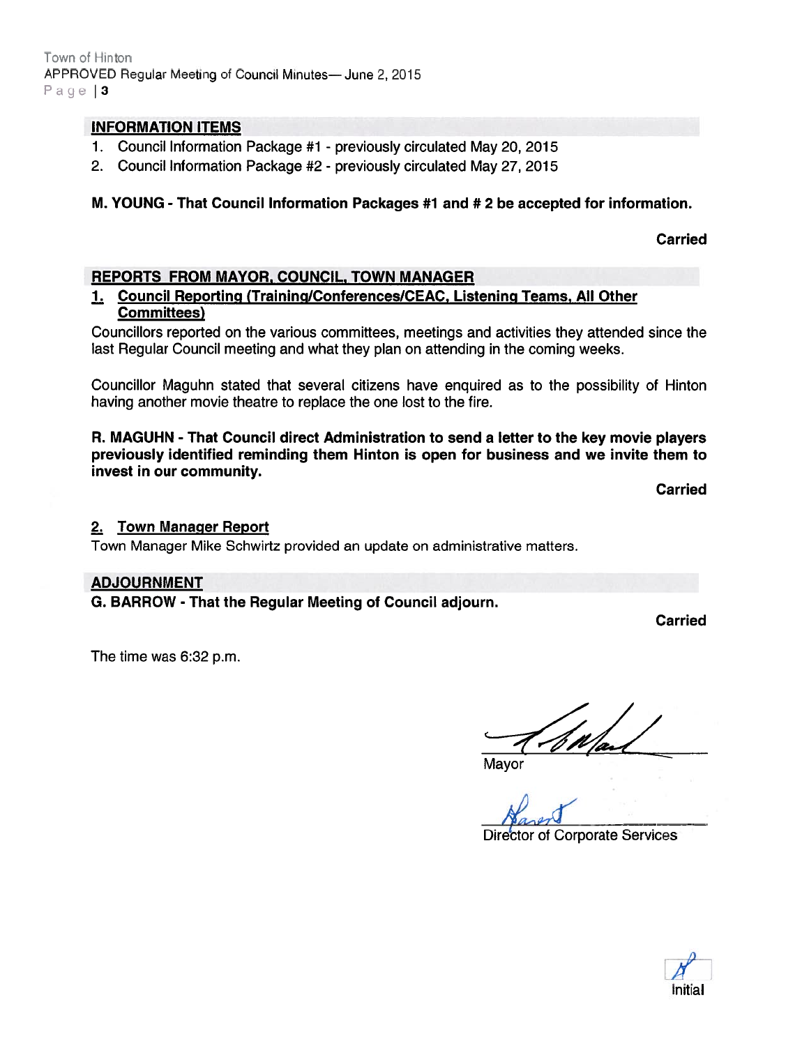## INFORMATION ITEMS

1. Council Information Package #1 - previously circulated May 20, 2015
2. Council Information Package #2 - previously circulated May 27, 2015

**M. YOUNG - That Council Information Packages #1 and # 2 be accepted for information.**

**Carried**

## REPORTS FROM MAYOR, COUNCIL, TOWN MANAGER

### 1. Council Reporting (Training/Conferences/CEAC, Listening Teams, All Other Committees)

Councillors reported on the various committees, meetings and activities they attended since the last Regular Council meeting and what they plan on attending in the coming weeks.

Councillor Maguhn stated that several citizens have enquired as to the possibility of Hinton having another movie theatre to replace the one lost to the fire.

**R. MAGUHN - That Council direct Administration to send a letter to the key movie players previously identified reminding them Hinton is open for business and we invite them to invest in our community.**

**Carried**

### 2. Town Manager Report

Town Manager Mike Schwirtz provided an update on administrative matters.

## ADJOURNMENT

**G. BARROW - That the Regular Meeting of Council adjourn.**

**Carried**

The time was 6:32 p.m.

Mayor

Director of Corporate Services

Initial